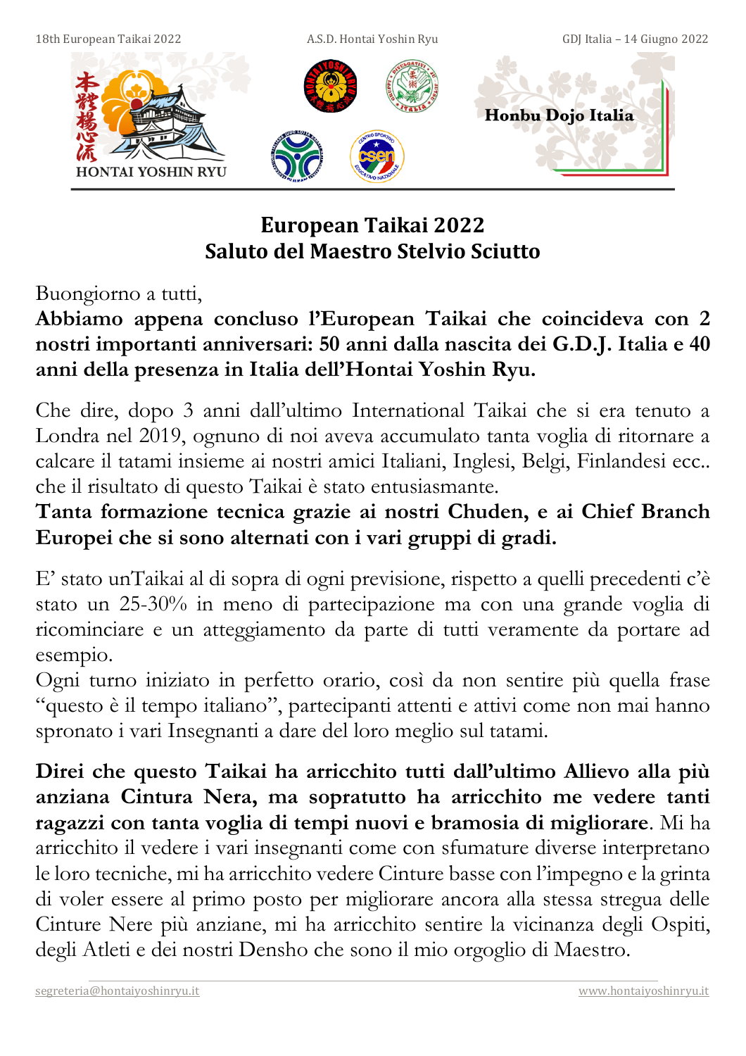# European Taikai 2022
# Saluto del Maestro Stelvio Sciutto

Buongiorno a tutti,

**Abbiamo appena concluso l'European Taikai che coincideva con 2 nostri importanti anniversari: 50 anni dalla nascita dei G.D.J. Italia e 40 anni della presenza in Italia dell'Hontai Yoshin Ryu.**

Che dire, dopo 3 anni dall'ultimo International Taikai che si era tenuto a Londra nel 2019, ognuno di noi aveva accumulato tanta voglia di ritornare a calcare il tatami insieme ai nostri amici Italiani, Inglesi, Belgi, Finlandesi ecc.. che il risultato di questo Taikai è stato entusiasmante.

**Tanta formazione tecnica grazie ai nostri Chuden, e ai Chief Branch Europei che si sono alternati con i vari gruppi di gradi.**

E' stato unTaikai al di sopra di ogni previsione, rispetto a quelli precedenti c'è stato un 25-30% in meno di partecipazione ma con una grande voglia di ricominciare e un atteggiamento da parte di tutti veramente da portare ad esempio.

Ogni turno iniziato in perfetto orario, così da non sentire più quella frase "questo è il tempo italiano", partecipanti attenti e attivi come non mai hanno spronato i vari Insegnanti a dare del loro meglio sul tatami.

**Direi che questo Taikai ha arricchito tutti dall'ultimo Allievo alla più anziana Cintura Nera, ma sopratutto ha arricchito me vedere tanti ragazzi con tanta voglia di tempi nuovi e bramosia di migliorare**. Mi ha arricchito il vedere i vari insegnanti come con sfumature diverse interpretano le loro tecniche, mi ha arricchito vedere Cinture basse con l'impegno e la grinta di voler essere al primo posto per migliorare ancora alla stessa stregua delle Cinture Nere più anziane, mi ha arricchito sentire la vicinanza degli Ospiti, degli Atleti e dei nostri Densho che sono il mio orgoglio di Maestro.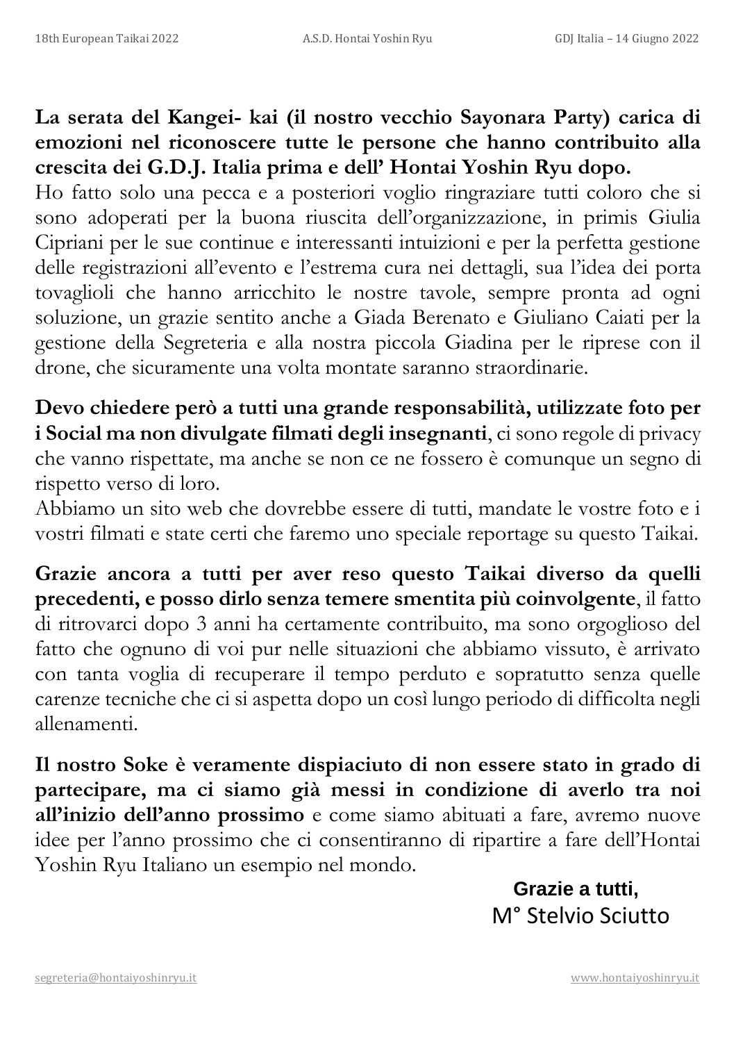**La serata del Kangei- kai (il nostro vecchio Sayonara Party) carica di emozioni nel riconoscere tutte le persone che hanno contribuito alla crescita dei G.D.J. Italia prima e dell' Hontai Yoshin Ryu dopo.**
Ho fatto solo una pecca e a posteriori voglio ringraziare tutti coloro che si sono adoperati per la buona riuscita dell'organizzazione, in primis Giulia Cipriani per le sue continue e interessanti intuizioni e per la perfetta gestione delle registrazioni all'evento e l'estrema cura nei dettagli, sua l'idea dei porta tovaglioli che hanno arricchito le nostre tavole, sempre pronta ad ogni soluzione, un grazie sentito anche a Giada Berenato e Giuliano Caiati per la gestione della Segreteria e alla nostra piccola Giadina per le riprese con il drone, che sicuramente una volta montate saranno straordinarie.

**Devo chiedere però a tutti una grande responsabilità, utilizzate foto per i Social ma non divulgate filmati degli insegnanti**, ci sono regole di privacy che vanno rispettate, ma anche se non ce ne fossero è comunque un segno di rispetto verso di loro.
Abbiamo un sito web che dovrebbe essere di tutti, mandate le vostre foto e i vostri filmati e state certi che faremo uno speciale reportage su questo Taikai.

**Grazie ancora a tutti per aver reso questo Taikai diverso da quelli precedenti, e posso dirlo senza temere smentita più coinvolgente**, il fatto di ritrovarci dopo 3 anni ha certamente contribuito, ma sono orgoglioso del fatto che ognuno di voi pur nelle situazioni che abbiamo vissuto, è arrivato con tanta voglia di recuperare il tempo perduto e sopratutto senza quelle carenze tecniche che ci si aspetta dopo un così lungo periodo di difficolta negli allenamenti.

**Il nostro Soke è veramente dispiaciuto di non essere stato in grado di partecipare, ma ci siamo già messi in condizione di averlo tra noi all'inizio dell'anno prossimo** e come siamo abituati a fare, avremo nuove idee per l'anno prossimo che ci consentiranno di ripartire a fare dell'Hontai Yoshin Ryu Italiano un esempio nel mondo.

**Grazie a tutti,**
M° Stelvio Sciutto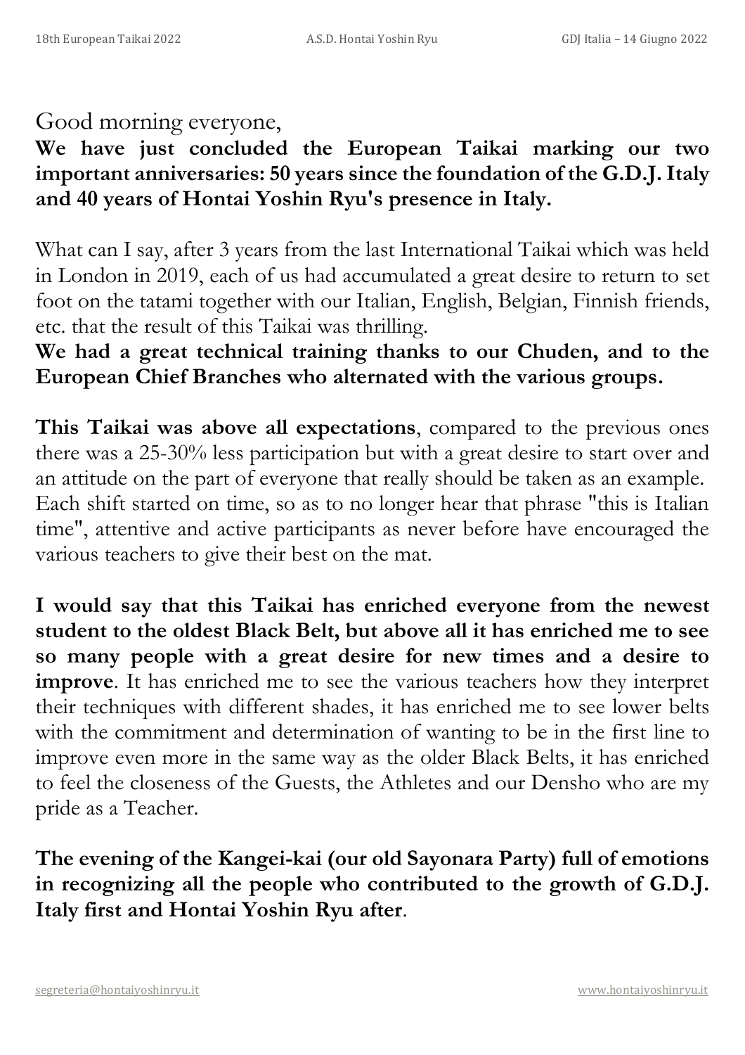Good morning everyone,

**We have just concluded the European Taikai marking our two important anniversaries: 50 years since the foundation of the G.D.J. Italy and 40 years of Hontai Yoshin Ryu's presence in Italy.**

What can I say, after 3 years from the last International Taikai which was held in London in 2019, each of us had accumulated a great desire to return to set foot on the tatami together with our Italian, English, Belgian, Finnish friends, etc. that the result of this Taikai was thrilling.

**We had a great technical training thanks to our Chuden, and to the European Chief Branches who alternated with the various groups.**

**This Taikai was above all expectations**, compared to the previous ones there was a 25-30% less participation but with a great desire to start over and an attitude on the part of everyone that really should be taken as an example. Each shift started on time, so as to no longer hear that phrase "this is Italian time", attentive and active participants as never before have encouraged the various teachers to give their best on the mat.

**I would say that this Taikai has enriched everyone from the newest student to the oldest Black Belt, but above all it has enriched me to see so many people with a great desire for new times and a desire to improve**. It has enriched me to see the various teachers how they interpret their techniques with different shades, it has enriched me to see lower belts with the commitment and determination of wanting to be in the first line to improve even more in the same way as the older Black Belts, it has enriched to feel the closeness of the Guests, the Athletes and our Densho who are my pride as a Teacher.

**The evening of the Kangei-kai (our old Sayonara Party) full of emotions in recognizing all the people who contributed to the growth of G.D.J. Italy first and Hontai Yoshin Ryu after**.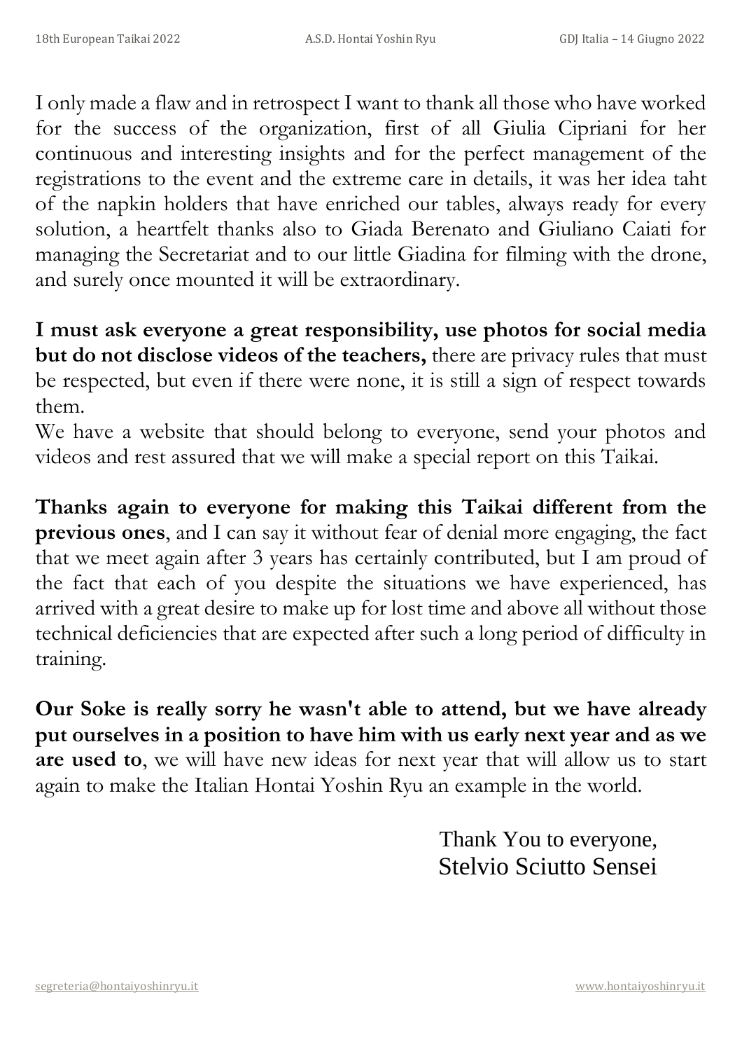I only made a flaw and in retrospect I want to thank all those who have worked for the success of the organization, first of all Giulia Cipriani for her continuous and interesting insights and for the perfect management of the registrations to the event and the extreme care in details, it was her idea taht of the napkin holders that have enriched our tables, always ready for every solution, a heartfelt thanks also to Giada Berenato and Giuliano Caiati for managing the Secretariat and to our little Giadina for filming with the drone, and surely once mounted it will be extraordinary.

**I must ask everyone a great responsibility, use photos for social media but do not disclose videos of the teachers,** there are privacy rules that must be respected, but even if there were none, it is still a sign of respect towards them.
We have a website that should belong to everyone, send your photos and videos and rest assured that we will make a special report on this Taikai.

**Thanks again to everyone for making this Taikai different from the previous ones**, and I can say it without fear of denial more engaging, the fact that we meet again after 3 years has certainly contributed, but I am proud of the fact that each of you despite the situations we have experienced, has arrived with a great desire to make up for lost time and above all without those technical deficiencies that are expected after such a long period of difficulty in training.

**Our Soke is really sorry he wasn't able to attend, but we have already put ourselves in a position to have him with us early next year and as we are used to**, we will have new ideas for next year that will allow us to start again to make the Italian Hontai Yoshin Ryu an example in the world.

Thank You to everyone,
Stelvio Sciutto Sensei

segreteria@hontaiyoshinryu.it www.hontaiyoshinryu.it